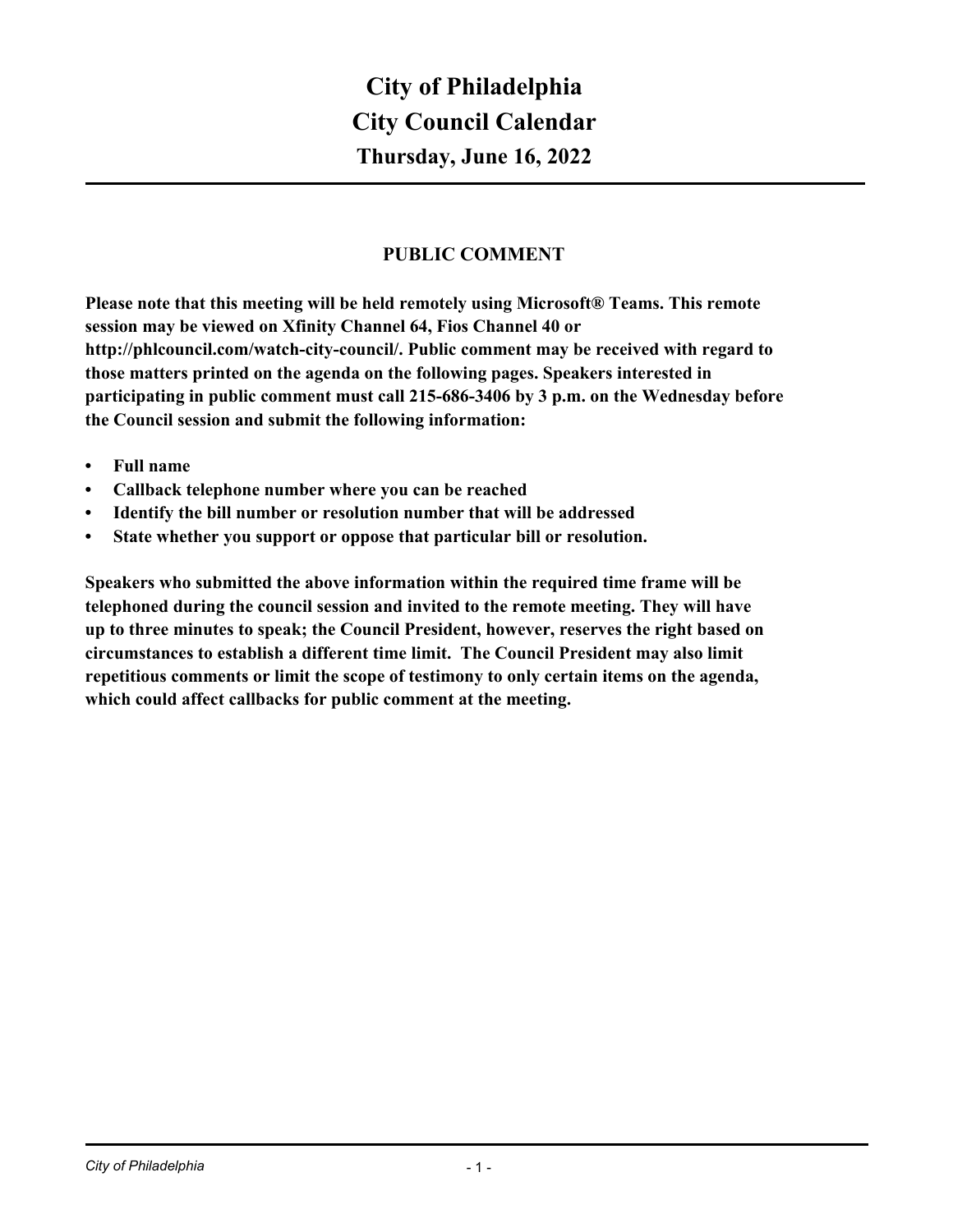# City of Philadelphia
# City Council Calendar
## Thursday, June 16, 2022

### PUBLIC COMMENT

**Please note that this meeting will be held remotely using Microsoft® Teams. This remote session may be viewed on Xfinity Channel 64, Fios Channel 40 or http://phlcouncil.com/watch-city-council/. Public comment may be received with regard to those matters printed on the agenda on the following pages. Speakers interested in participating in public comment must call 215-686-3406 by 3 p.m. on the Wednesday before the Council session and submit the following information:**

- **Full name**
- **Callback telephone number where you can be reached**
- **Identify the bill number or resolution number that will be addressed**
- **State whether you support or oppose that particular bill or resolution.**

**Speakers who submitted the above information within the required time frame will be telephoned during the council session and invited to the remote meeting. They will have up to three minutes to speak; the Council President, however, reserves the right based on circumstances to establish a different time limit. The Council President may also limit repetitious comments or limit the scope of testimony to only certain items on the agenda, which could affect callbacks for public comment at the meeting.**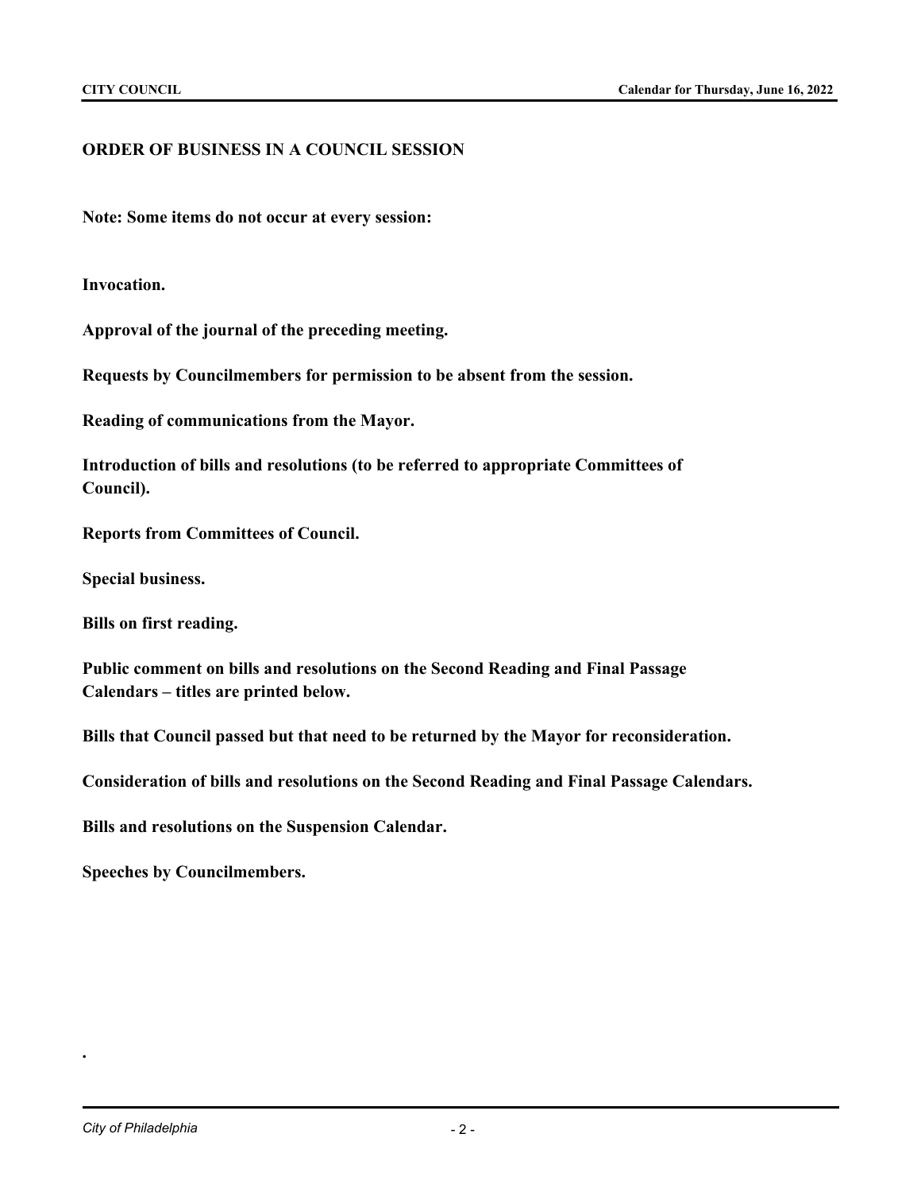## ORDER OF BUSINESS IN A COUNCIL SESSION

**Note: Some items do not occur at every session:**

**Invocation.**

**Approval of the journal of the preceding meeting.**

**Requests by Councilmembers for permission to be absent from the session.**

**Reading of communications from the Mayor.**

**Introduction of bills and resolutions (to be referred to appropriate Committees of Council).**

**Reports from Committees of Council.**

**Special business.**

**Bills on first reading.**

**Public comment on bills and resolutions on the Second Reading and Final Passage Calendars – titles are printed below.**

**Bills that Council passed but that need to be returned by the Mayor for reconsideration.**

**Consideration of bills and resolutions on the Second Reading and Final Passage Calendars.**

**Bills and resolutions on the Suspension Calendar.**

**Speeches by Councilmembers.**

.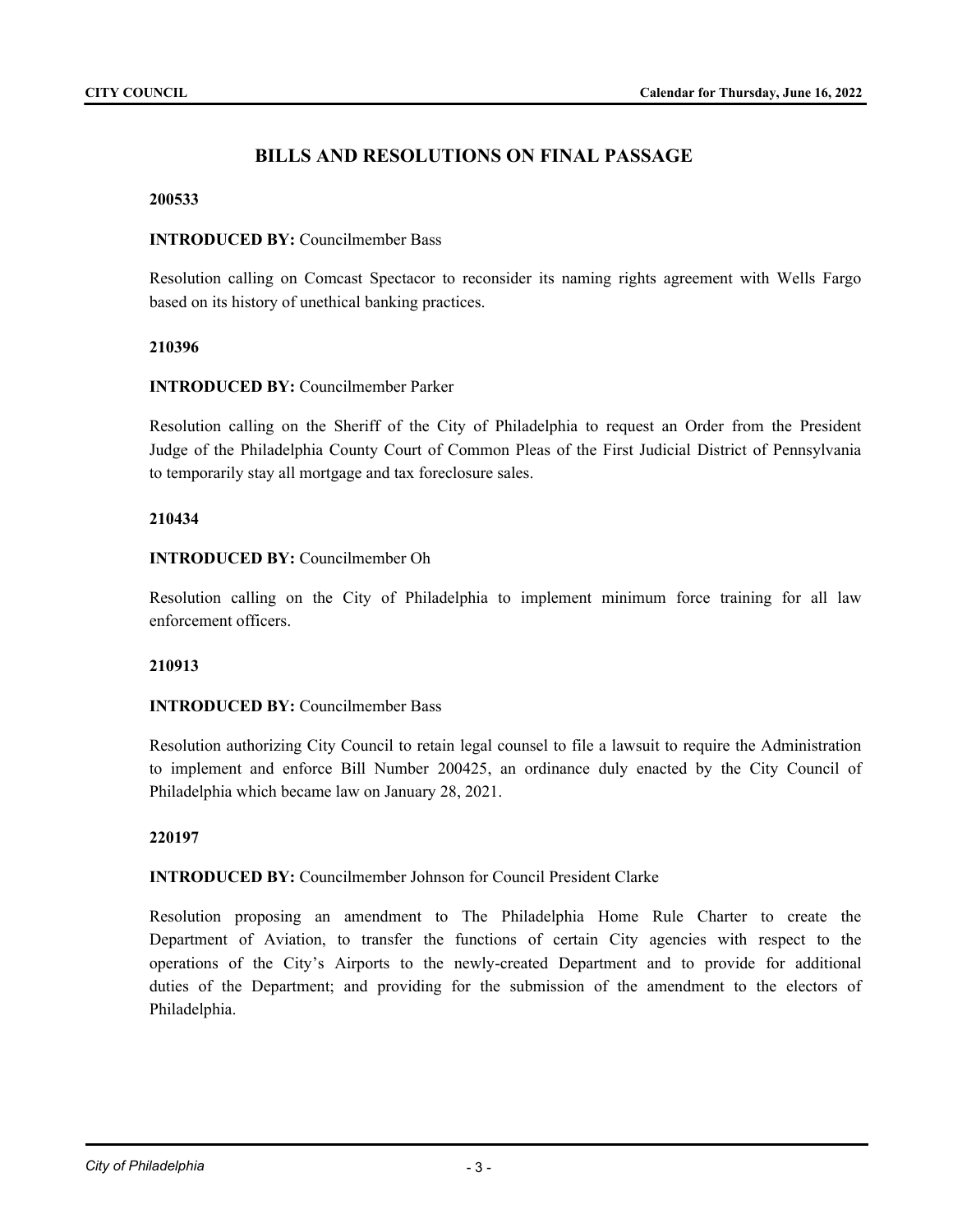## BILLS AND RESOLUTIONS ON FINAL PASSAGE

**200533**

**INTRODUCED BY:** Councilmember Bass

Resolution calling on Comcast Spectacor to reconsider its naming rights agreement with Wells Fargo based on its history of unethical banking practices.

**210396**

**INTRODUCED BY:** Councilmember Parker

Resolution calling on the Sheriff of the City of Philadelphia to request an Order from the President Judge of the Philadelphia County Court of Common Pleas of the First Judicial District of Pennsylvania to temporarily stay all mortgage and tax foreclosure sales.

**210434**

**INTRODUCED BY:** Councilmember Oh

Resolution calling on the City of Philadelphia to implement minimum force training for all law enforcement officers.

**210913**

**INTRODUCED BY:** Councilmember Bass

Resolution authorizing City Council to retain legal counsel to file a lawsuit to require the Administration to implement and enforce Bill Number 200425, an ordinance duly enacted by the City Council of Philadelphia which became law on January 28, 2021.

**220197**

**INTRODUCED BY:** Councilmember Johnson for Council President Clarke

Resolution proposing an amendment to The Philadelphia Home Rule Charter to create the Department of Aviation, to transfer the functions of certain City agencies with respect to the operations of the City's Airports to the newly-created Department and to provide for additional duties of the Department; and providing for the submission of the amendment to the electors of Philadelphia.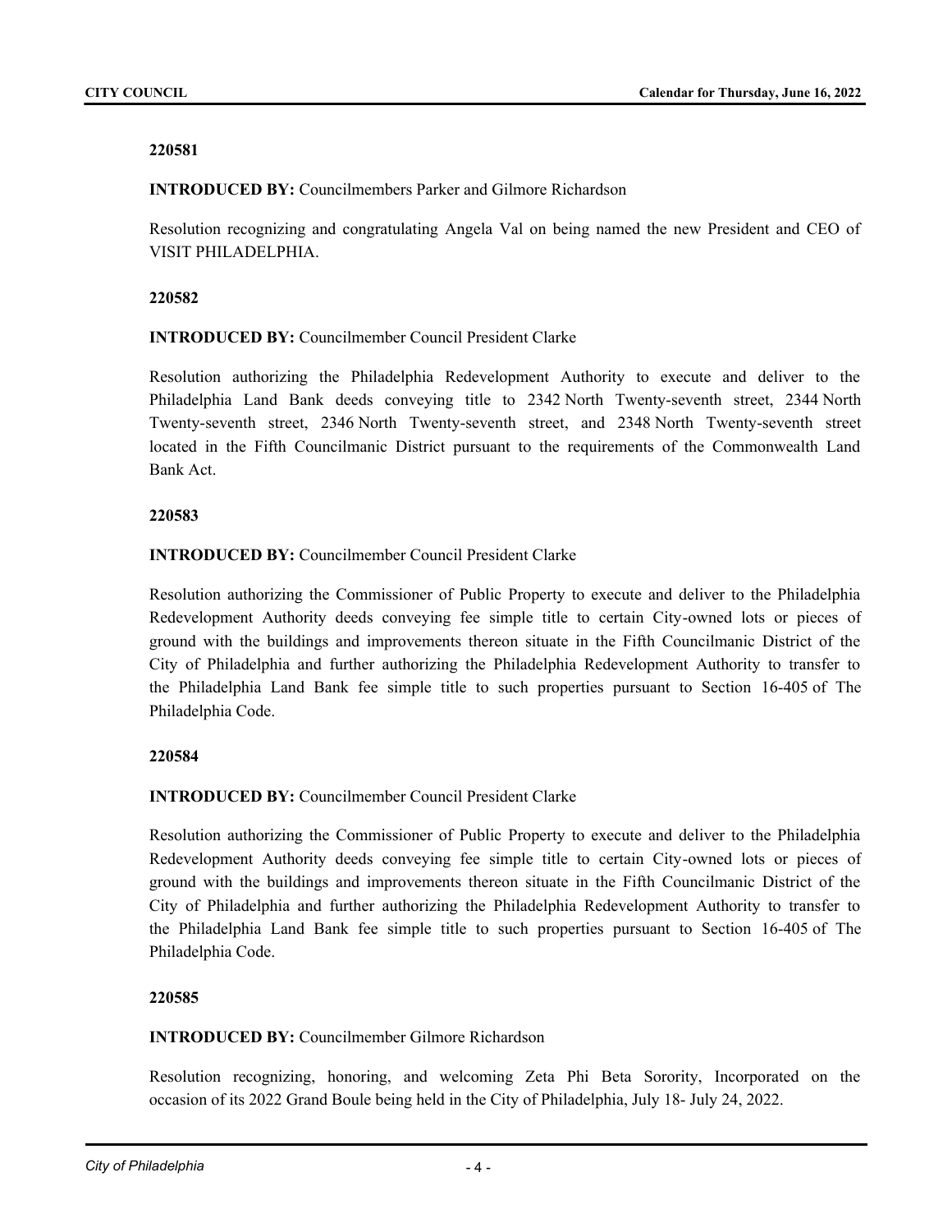**220581**

**INTRODUCED BY:** Councilmembers Parker and Gilmore Richardson

Resolution recognizing and congratulating Angela Val on being named the new President and CEO of VISIT PHILADELPHIA.

**220582**

**INTRODUCED BY:** Councilmember Council President Clarke

Resolution authorizing the Philadelphia Redevelopment Authority to execute and deliver to the Philadelphia Land Bank deeds conveying title to 2342 North Twenty-seventh street, 2344 North Twenty-seventh street, 2346 North Twenty-seventh street, and 2348 North Twenty-seventh street located in the Fifth Councilmanic District pursuant to the requirements of the Commonwealth Land Bank Act.

**220583**

**INTRODUCED BY:** Councilmember Council President Clarke

Resolution authorizing the Commissioner of Public Property to execute and deliver to the Philadelphia Redevelopment Authority deeds conveying fee simple title to certain City-owned lots or pieces of ground with the buildings and improvements thereon situate in the Fifth Councilmanic District of the City of Philadelphia and further authorizing the Philadelphia Redevelopment Authority to transfer to the Philadelphia Land Bank fee simple title to such properties pursuant to Section 16-405 of The Philadelphia Code.

**220584**

**INTRODUCED BY:** Councilmember Council President Clarke

Resolution authorizing the Commissioner of Public Property to execute and deliver to the Philadelphia Redevelopment Authority deeds conveying fee simple title to certain City-owned lots or pieces of ground with the buildings and improvements thereon situate in the Fifth Councilmanic District of the City of Philadelphia and further authorizing the Philadelphia Redevelopment Authority to transfer to the Philadelphia Land Bank fee simple title to such properties pursuant to Section 16-405 of The Philadelphia Code.

**220585**

**INTRODUCED BY:** Councilmember Gilmore Richardson

Resolution recognizing, honoring, and welcoming Zeta Phi Beta Sorority, Incorporated on the occasion of its 2022 Grand Boule being held in the City of Philadelphia, July 18- July 24, 2022.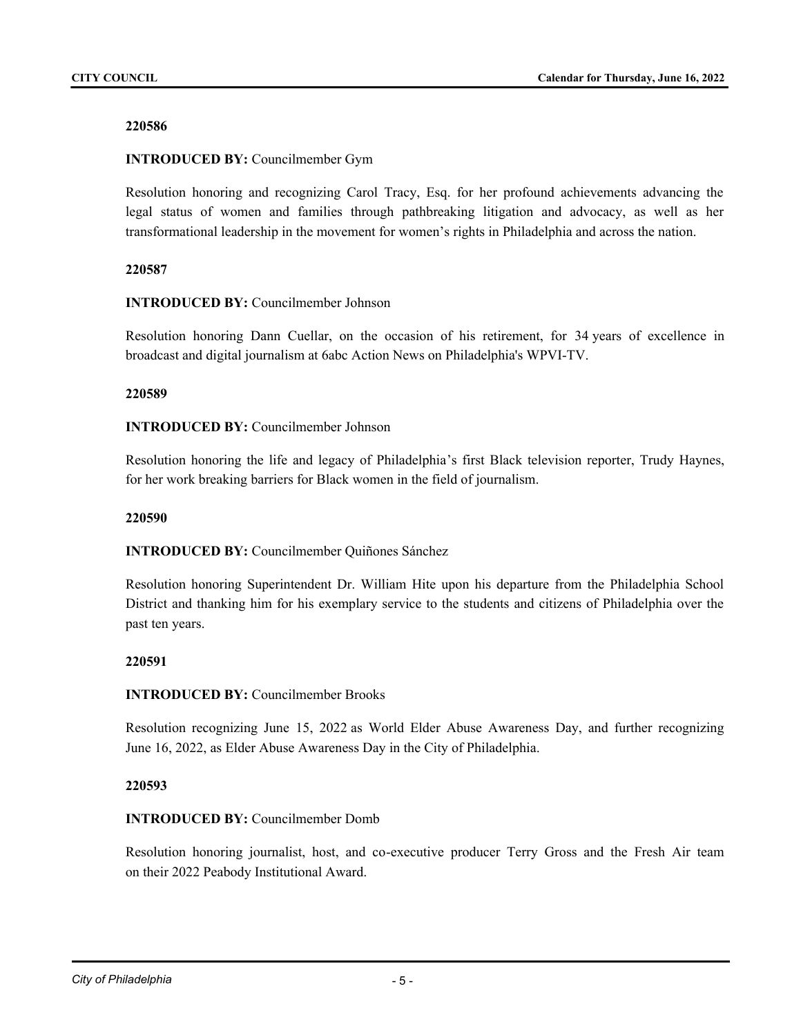**220586**

**INTRODUCED BY:** Councilmember Gym

Resolution honoring and recognizing Carol Tracy, Esq. for her profound achievements advancing the legal status of women and families through pathbreaking litigation and advocacy, as well as her transformational leadership in the movement for women's rights in Philadelphia and across the nation.

**220587**

**INTRODUCED BY:** Councilmember Johnson

Resolution honoring Dann Cuellar, on the occasion of his retirement, for 34 years of excellence in broadcast and digital journalism at 6abc Action News on Philadelphia's WPVI-TV.

**220589**

**INTRODUCED BY:** Councilmember Johnson

Resolution honoring the life and legacy of Philadelphia's first Black television reporter, Trudy Haynes, for her work breaking barriers for Black women in the field of journalism.

**220590**

**INTRODUCED BY:** Councilmember Quiñones Sánchez

Resolution honoring Superintendent Dr. William Hite upon his departure from the Philadelphia School District and thanking him for his exemplary service to the students and citizens of Philadelphia over the past ten years.

**220591**

**INTRODUCED BY:** Councilmember Brooks

Resolution recognizing June 15, 2022 as World Elder Abuse Awareness Day, and further recognizing June 16, 2022, as Elder Abuse Awareness Day in the City of Philadelphia.

**220593**

**INTRODUCED BY:** Councilmember Domb

Resolution honoring journalist, host, and co-executive producer Terry Gross and the Fresh Air team on their 2022 Peabody Institutional Award.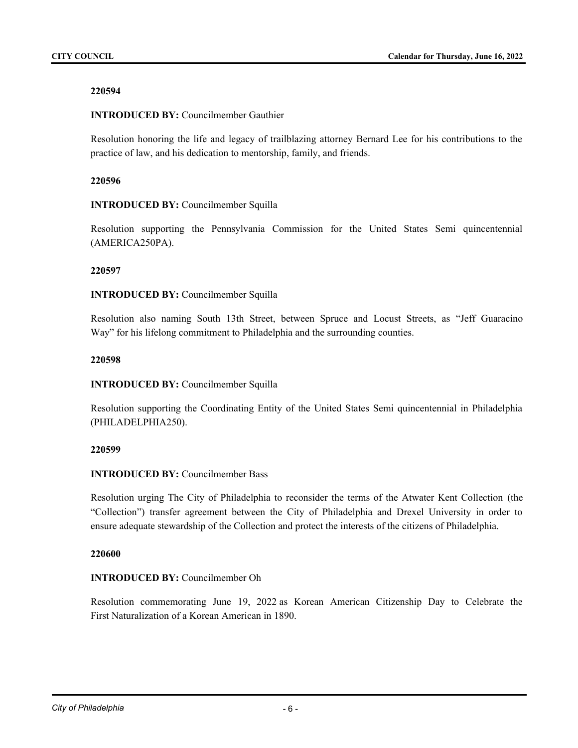**220594**

**INTRODUCED BY:** Councilmember Gauthier

Resolution honoring the life and legacy of trailblazing attorney Bernard Lee for his contributions to the practice of law, and his dedication to mentorship, family, and friends.

**220596**

**INTRODUCED BY:** Councilmember Squilla

Resolution supporting the Pennsylvania Commission for the United States Semi quincentennial (AMERICA250PA).

**220597**

**INTRODUCED BY:** Councilmember Squilla

Resolution also naming South 13th Street, between Spruce and Locust Streets, as "Jeff Guaracino Way" for his lifelong commitment to Philadelphia and the surrounding counties.

**220598**

**INTRODUCED BY:** Councilmember Squilla

Resolution supporting the Coordinating Entity of the United States Semi quincentennial in Philadelphia (PHILADELPHIA250).

**220599**

**INTRODUCED BY:** Councilmember Bass

Resolution urging The City of Philadelphia to reconsider the terms of the Atwater Kent Collection (the "Collection") transfer agreement between the City of Philadelphia and Drexel University in order to ensure adequate stewardship of the Collection and protect the interests of the citizens of Philadelphia.

**220600**

**INTRODUCED BY:** Councilmember Oh

Resolution commemorating June 19, 2022 as Korean American Citizenship Day to Celebrate the First Naturalization of a Korean American in 1890.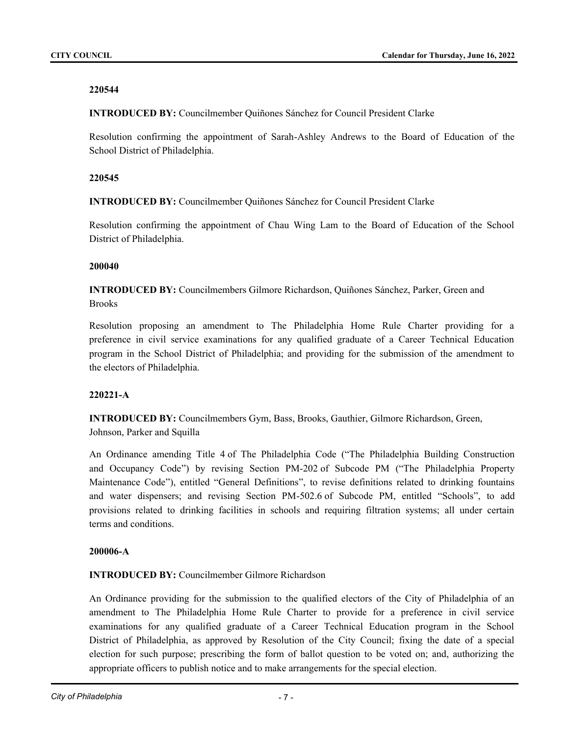**220544**

**INTRODUCED BY:** Councilmember Quiñones Sánchez for Council President Clarke

Resolution confirming the appointment of Sarah-Ashley Andrews to the Board of Education of the School District of Philadelphia.

**220545**

**INTRODUCED BY:** Councilmember Quiñones Sánchez for Council President Clarke

Resolution confirming the appointment of Chau Wing Lam to the Board of Education of the School District of Philadelphia.

**200040**

**INTRODUCED BY:** Councilmembers Gilmore Richardson, Quiñones Sánchez, Parker, Green and Brooks

Resolution proposing an amendment to The Philadelphia Home Rule Charter providing for a preference in civil service examinations for any qualified graduate of a Career Technical Education program in the School District of Philadelphia; and providing for the submission of the amendment to the electors of Philadelphia.

**220221-A**

**INTRODUCED BY:** Councilmembers Gym, Bass, Brooks, Gauthier, Gilmore Richardson, Green, Johnson, Parker and Squilla

An Ordinance amending Title 4 of The Philadelphia Code ("The Philadelphia Building Construction and Occupancy Code") by revising Section PM-202 of Subcode PM ("The Philadelphia Property Maintenance Code"), entitled "General Definitions", to revise definitions related to drinking fountains and water dispensers; and revising Section PM-502.6 of Subcode PM, entitled "Schools", to add provisions related to drinking facilities in schools and requiring filtration systems; all under certain terms and conditions.

**200006-A**

**INTRODUCED BY:** Councilmember Gilmore Richardson

An Ordinance providing for the submission to the qualified electors of the City of Philadelphia of an amendment to The Philadelphia Home Rule Charter to provide for a preference in civil service examinations for any qualified graduate of a Career Technical Education program in the School District of Philadelphia, as approved by Resolution of the City Council; fixing the date of a special election for such purpose; prescribing the form of ballot question to be voted on; and, authorizing the appropriate officers to publish notice and to make arrangements for the special election.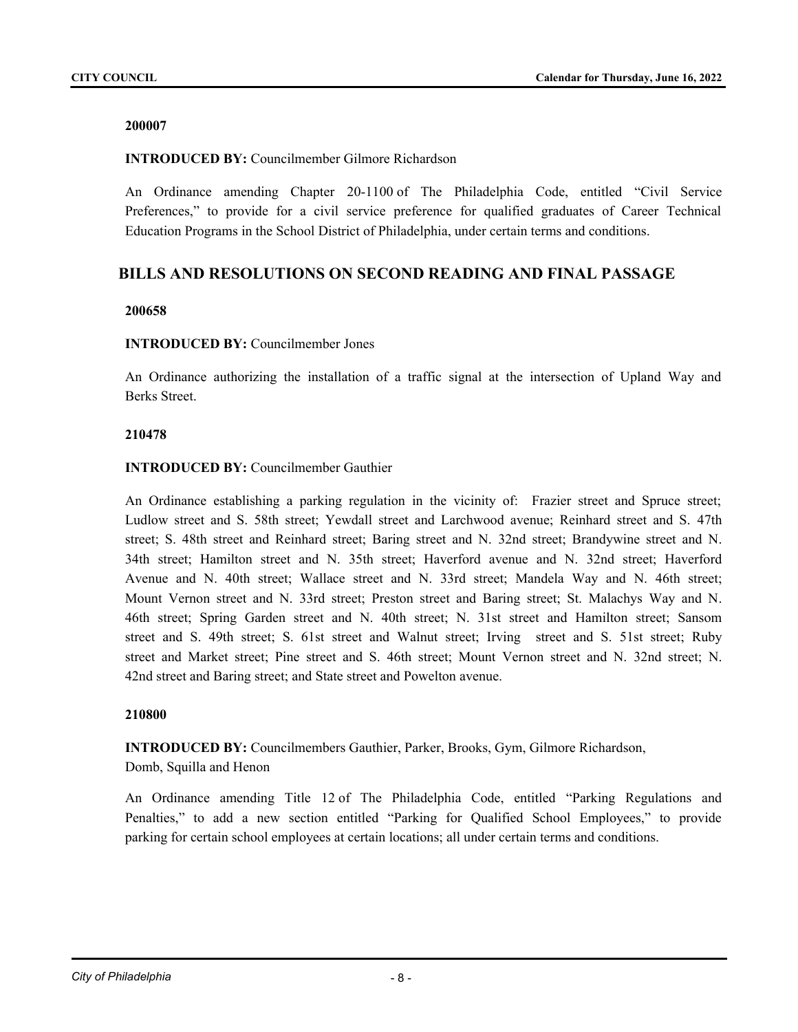**200007**

**INTRODUCED BY:** Councilmember Gilmore Richardson

An Ordinance amending Chapter 20-1100 of The Philadelphia Code, entitled "Civil Service Preferences," to provide for a civil service preference for qualified graduates of Career Technical Education Programs in the School District of Philadelphia, under certain terms and conditions.

## BILLS AND RESOLUTIONS ON SECOND READING AND FINAL PASSAGE

**200658**

**INTRODUCED BY:** Councilmember Jones

An Ordinance authorizing the installation of a traffic signal at the intersection of Upland Way and Berks Street.

**210478**

**INTRODUCED BY:** Councilmember Gauthier

An Ordinance establishing a parking regulation in the vicinity of: Frazier street and Spruce street; Ludlow street and S. 58th street; Yewdall street and Larchwood avenue; Reinhard street and S. 47th street; S. 48th street and Reinhard street; Baring street and N. 32nd street; Brandywine street and N. 34th street; Hamilton street and N. 35th street; Haverford avenue and N. 32nd street; Haverford Avenue and N. 40th street; Wallace street and N. 33rd street; Mandela Way and N. 46th street; Mount Vernon street and N. 33rd street; Preston street and Baring street; St. Malachys Way and N. 46th street; Spring Garden street and N. 40th street; N. 31st street and Hamilton street; Sansom street and S. 49th street; S. 61st street and Walnut street; Irving street and S. 51st street; Ruby street and Market street; Pine street and S. 46th street; Mount Vernon street and N. 32nd street; N. 42nd street and Baring street; and State street and Powelton avenue.

**210800**

**INTRODUCED BY:** Councilmembers Gauthier, Parker, Brooks, Gym, Gilmore Richardson, Domb, Squilla and Henon

An Ordinance amending Title 12 of The Philadelphia Code, entitled "Parking Regulations and Penalties," to add a new section entitled "Parking for Qualified School Employees," to provide parking for certain school employees at certain locations; all under certain terms and conditions.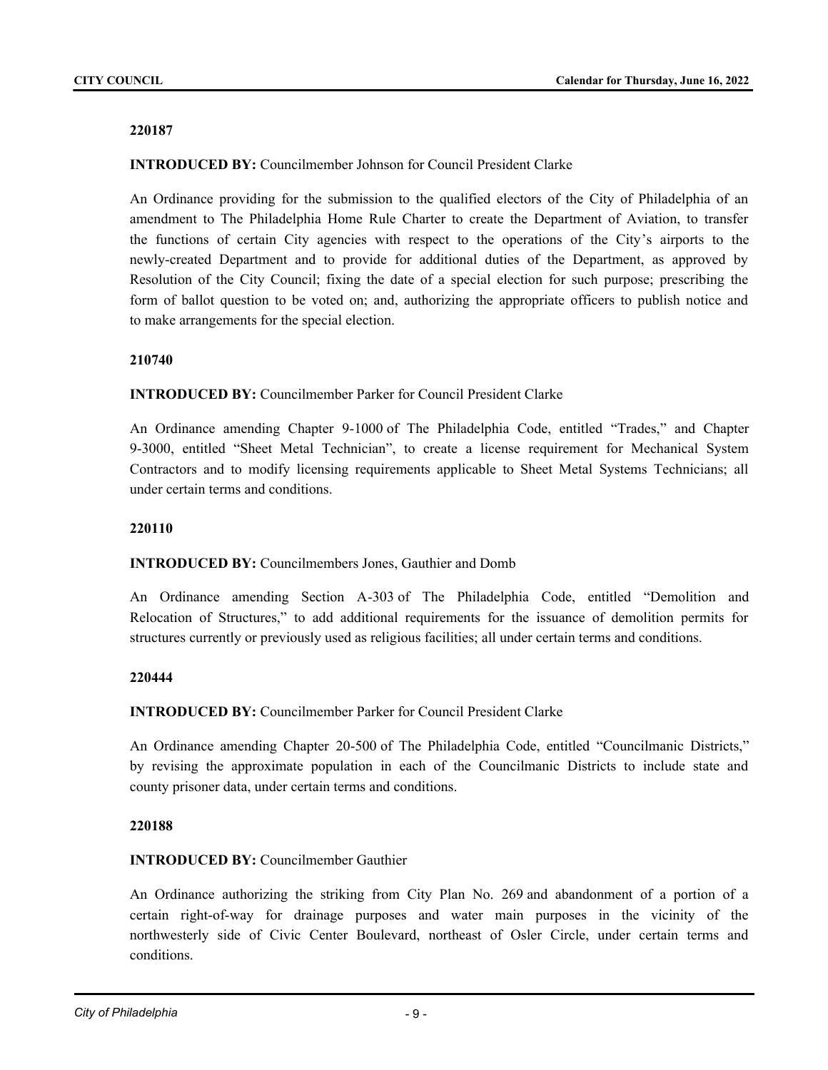**220187**

**INTRODUCED BY:** Councilmember Johnson for Council President Clarke

An Ordinance providing for the submission to the qualified electors of the City of Philadelphia of an amendment to The Philadelphia Home Rule Charter to create the Department of Aviation, to transfer the functions of certain City agencies with respect to the operations of the City's airports to the newly-created Department and to provide for additional duties of the Department, as approved by Resolution of the City Council; fixing the date of a special election for such purpose; prescribing the form of ballot question to be voted on; and, authorizing the appropriate officers to publish notice and to make arrangements for the special election.

**210740**

**INTRODUCED BY:** Councilmember Parker for Council President Clarke

An Ordinance amending Chapter 9-1000 of The Philadelphia Code, entitled "Trades," and Chapter 9-3000, entitled "Sheet Metal Technician", to create a license requirement for Mechanical System Contractors and to modify licensing requirements applicable to Sheet Metal Systems Technicians; all under certain terms and conditions.

**220110**

**INTRODUCED BY:** Councilmembers Jones, Gauthier and Domb

An Ordinance amending Section A-303 of The Philadelphia Code, entitled "Demolition and Relocation of Structures," to add additional requirements for the issuance of demolition permits for structures currently or previously used as religious facilities; all under certain terms and conditions.

**220444**

**INTRODUCED BY:** Councilmember Parker for Council President Clarke

An Ordinance amending Chapter 20-500 of The Philadelphia Code, entitled "Councilmanic Districts," by revising the approximate population in each of the Councilmanic Districts to include state and county prisoner data, under certain terms and conditions.

**220188**

**INTRODUCED BY:** Councilmember Gauthier

An Ordinance authorizing the striking from City Plan No. 269 and abandonment of a portion of a certain right-of-way for drainage purposes and water main purposes in the vicinity of the northwesterly side of Civic Center Boulevard, northeast of Osler Circle, under certain terms and conditions.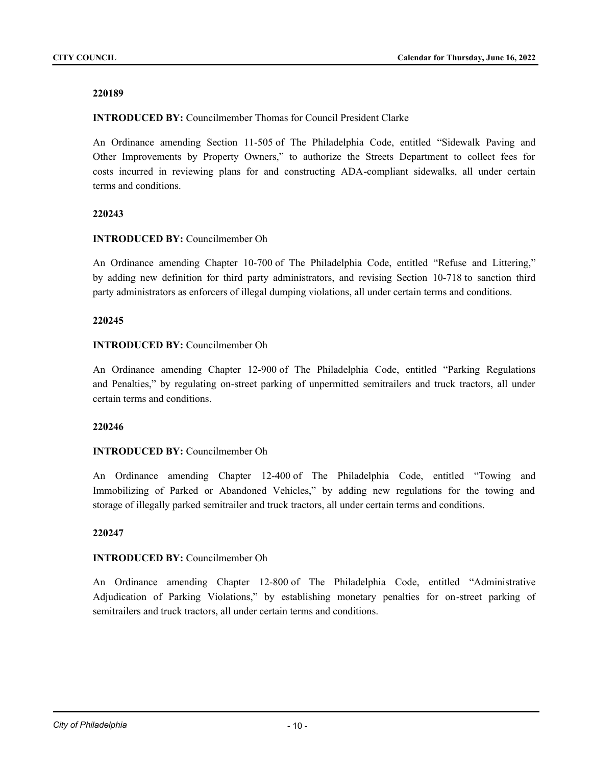**220189**

**INTRODUCED BY:** Councilmember Thomas for Council President Clarke

An Ordinance amending Section 11-505 of The Philadelphia Code, entitled "Sidewalk Paving and Other Improvements by Property Owners," to authorize the Streets Department to collect fees for costs incurred in reviewing plans for and constructing ADA-compliant sidewalks, all under certain terms and conditions.

**220243**

**INTRODUCED BY:** Councilmember Oh

An Ordinance amending Chapter 10-700 of The Philadelphia Code, entitled "Refuse and Littering," by adding new definition for third party administrators, and revising Section 10-718 to sanction third party administrators as enforcers of illegal dumping violations, all under certain terms and conditions.

**220245**

**INTRODUCED BY:** Councilmember Oh

An Ordinance amending Chapter 12-900 of The Philadelphia Code, entitled "Parking Regulations and Penalties," by regulating on-street parking of unpermitted semitrailers and truck tractors, all under certain terms and conditions.

**220246**

**INTRODUCED BY:** Councilmember Oh

An Ordinance amending Chapter 12-400 of The Philadelphia Code, entitled "Towing and Immobilizing of Parked or Abandoned Vehicles," by adding new regulations for the towing and storage of illegally parked semitrailer and truck tractors, all under certain terms and conditions.

**220247**

**INTRODUCED BY:** Councilmember Oh

An Ordinance amending Chapter 12-800 of The Philadelphia Code, entitled "Administrative Adjudication of Parking Violations," by establishing monetary penalties for on-street parking of semitrailers and truck tractors, all under certain terms and conditions.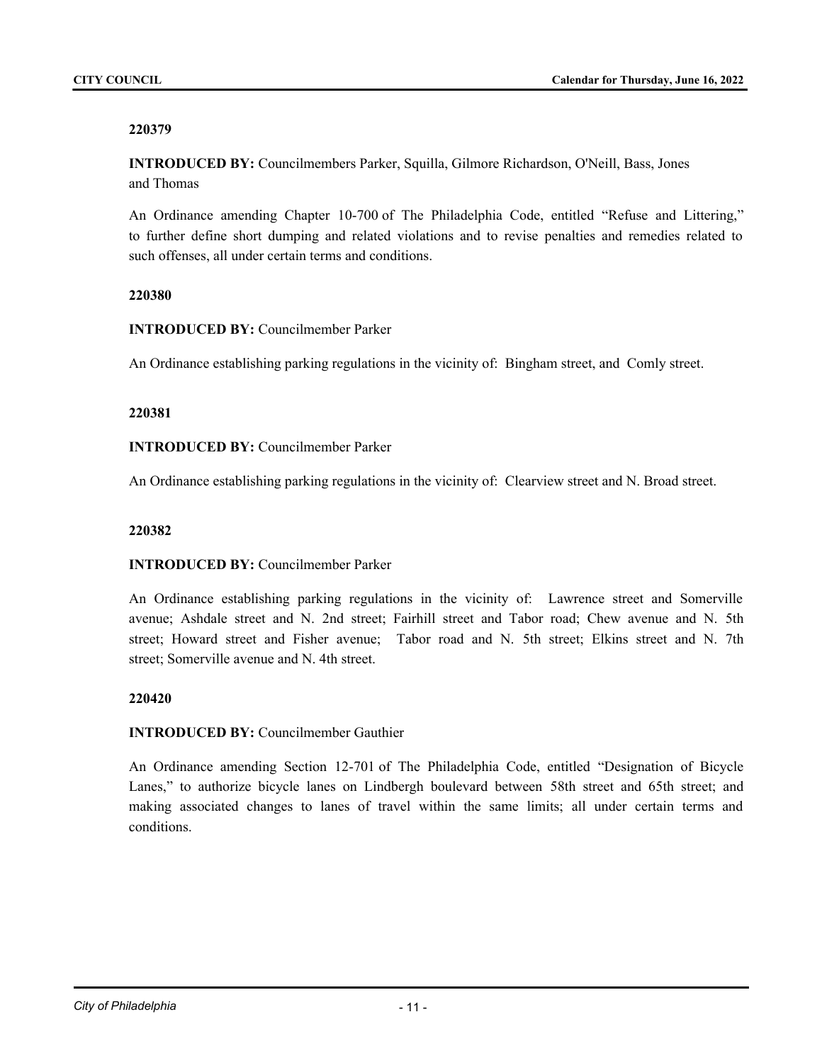**220379**

**INTRODUCED BY:** Councilmembers Parker, Squilla, Gilmore Richardson, O'Neill, Bass, Jones and Thomas

An Ordinance amending Chapter 10-700 of The Philadelphia Code, entitled "Refuse and Littering," to further define short dumping and related violations and to revise penalties and remedies related to such offenses, all under certain terms and conditions.

**220380**

**INTRODUCED BY:** Councilmember Parker

An Ordinance establishing parking regulations in the vicinity of: Bingham street, and Comly street.

**220381**

**INTRODUCED BY:** Councilmember Parker

An Ordinance establishing parking regulations in the vicinity of: Clearview street and N. Broad street.

**220382**

**INTRODUCED BY:** Councilmember Parker

An Ordinance establishing parking regulations in the vicinity of: Lawrence street and Somerville avenue; Ashdale street and N. 2nd street; Fairhill street and Tabor road; Chew avenue and N. 5th street; Howard street and Fisher avenue; Tabor road and N. 5th street; Elkins street and N. 7th street; Somerville avenue and N. 4th street.

**220420**

**INTRODUCED BY:** Councilmember Gauthier

An Ordinance amending Section 12-701 of The Philadelphia Code, entitled "Designation of Bicycle Lanes," to authorize bicycle lanes on Lindbergh boulevard between 58th street and 65th street; and making associated changes to lanes of travel within the same limits; all under certain terms and conditions.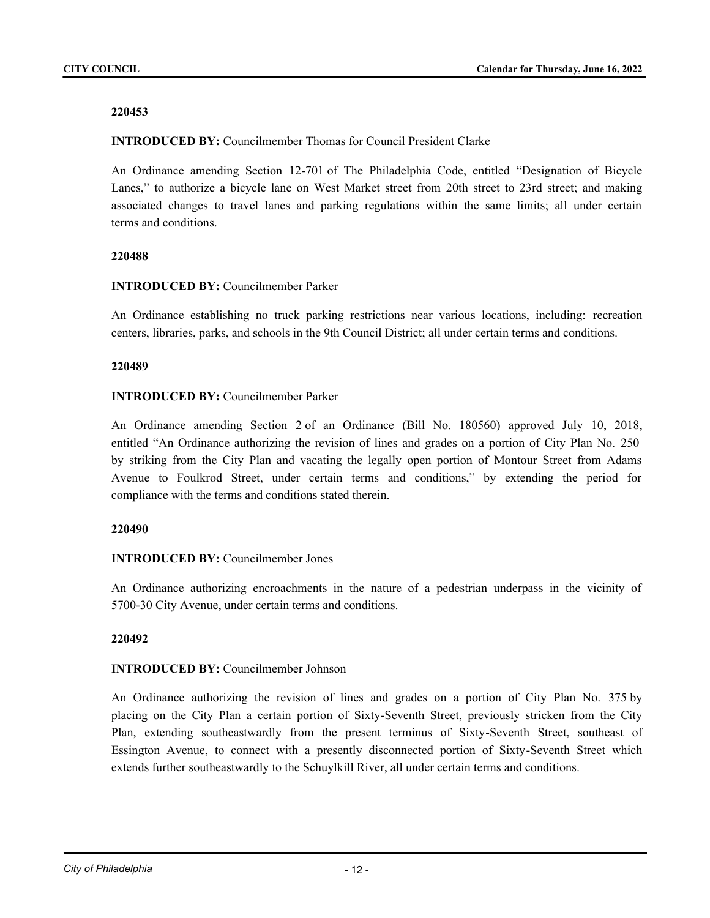**220453**

**INTRODUCED BY:** Councilmember Thomas for Council President Clarke

An Ordinance amending Section 12-701 of The Philadelphia Code, entitled "Designation of Bicycle Lanes," to authorize a bicycle lane on West Market street from 20th street to 23rd street; and making associated changes to travel lanes and parking regulations within the same limits; all under certain terms and conditions.

**220488**

**INTRODUCED BY:** Councilmember Parker

An Ordinance establishing no truck parking restrictions near various locations, including: recreation centers, libraries, parks, and schools in the 9th Council District; all under certain terms and conditions.

**220489**

**INTRODUCED BY:** Councilmember Parker

An Ordinance amending Section 2 of an Ordinance (Bill No. 180560) approved July 10, 2018, entitled "An Ordinance authorizing the revision of lines and grades on a portion of City Plan No. 250 by striking from the City Plan and vacating the legally open portion of Montour Street from Adams Avenue to Foulkrod Street, under certain terms and conditions," by extending the period for compliance with the terms and conditions stated therein.

**220490**

**INTRODUCED BY:** Councilmember Jones

An Ordinance authorizing encroachments in the nature of a pedestrian underpass in the vicinity of 5700-30 City Avenue, under certain terms and conditions.

**220492**

**INTRODUCED BY:** Councilmember Johnson

An Ordinance authorizing the revision of lines and grades on a portion of City Plan No. 375 by placing on the City Plan a certain portion of Sixty-Seventh Street, previously stricken from the City Plan, extending southeastwardly from the present terminus of Sixty-Seventh Street, southeast of Essington Avenue, to connect with a presently disconnected portion of Sixty-Seventh Street which extends further southeastwardly to the Schuylkill River, all under certain terms and conditions.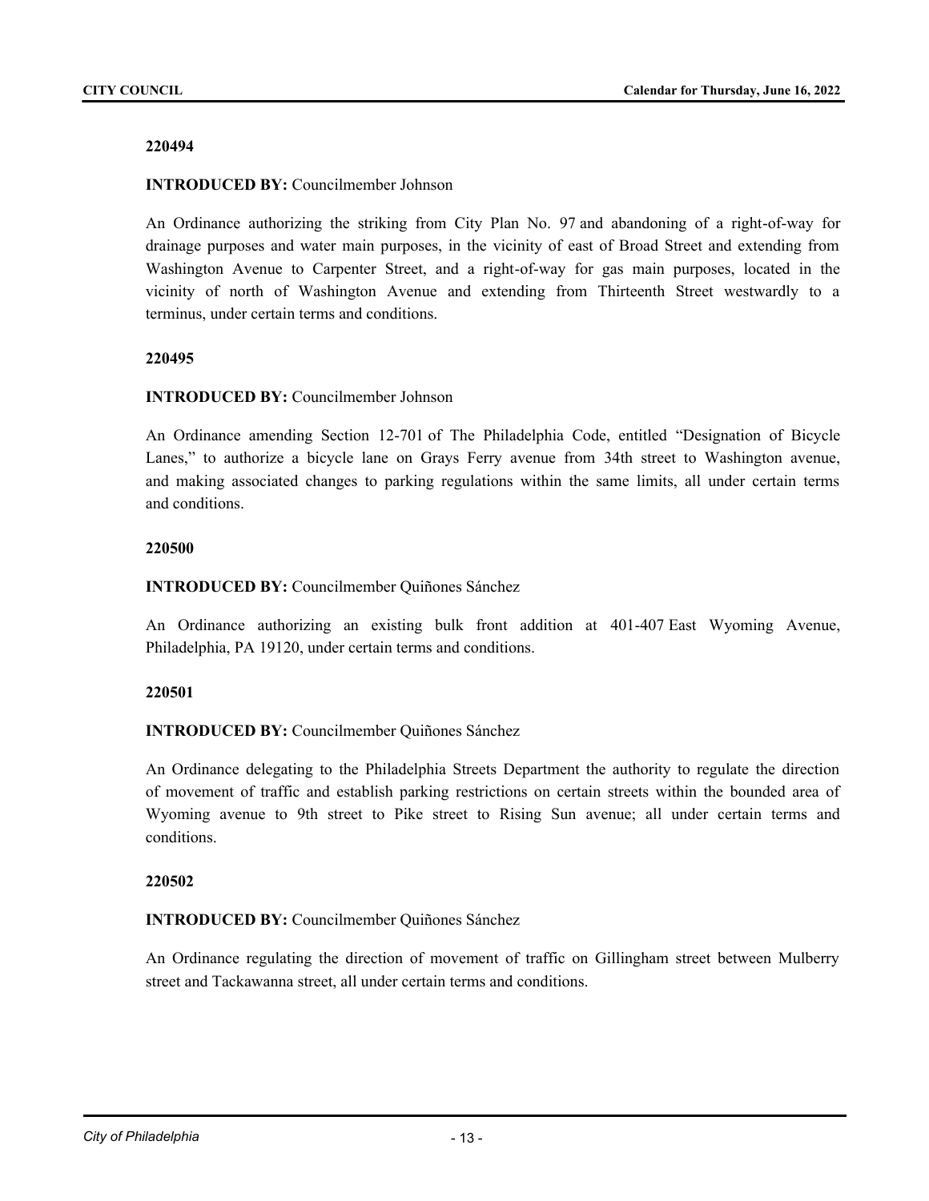**220494**

**INTRODUCED BY:** Councilmember Johnson

An Ordinance authorizing the striking from City Plan No. 97 and abandoning of a right-of-way for drainage purposes and water main purposes, in the vicinity of east of Broad Street and extending from Washington Avenue to Carpenter Street, and a right-of-way for gas main purposes, located in the vicinity of north of Washington Avenue and extending from Thirteenth Street westwardly to a terminus, under certain terms and conditions.

**220495**

**INTRODUCED BY:** Councilmember Johnson

An Ordinance amending Section 12-701 of The Philadelphia Code, entitled "Designation of Bicycle Lanes," to authorize a bicycle lane on Grays Ferry avenue from 34th street to Washington avenue, and making associated changes to parking regulations within the same limits, all under certain terms and conditions.

**220500**

**INTRODUCED BY:** Councilmember Quiñones Sánchez

An Ordinance authorizing an existing bulk front addition at 401-407 East Wyoming Avenue, Philadelphia, PA 19120, under certain terms and conditions.

**220501**

**INTRODUCED BY:** Councilmember Quiñones Sánchez

An Ordinance delegating to the Philadelphia Streets Department the authority to regulate the direction of movement of traffic and establish parking restrictions on certain streets within the bounded area of Wyoming avenue to 9th street to Pike street to Rising Sun avenue; all under certain terms and conditions.

**220502**

**INTRODUCED BY:** Councilmember Quiñones Sánchez

An Ordinance regulating the direction of movement of traffic on Gillingham street between Mulberry street and Tackawanna street, all under certain terms and conditions.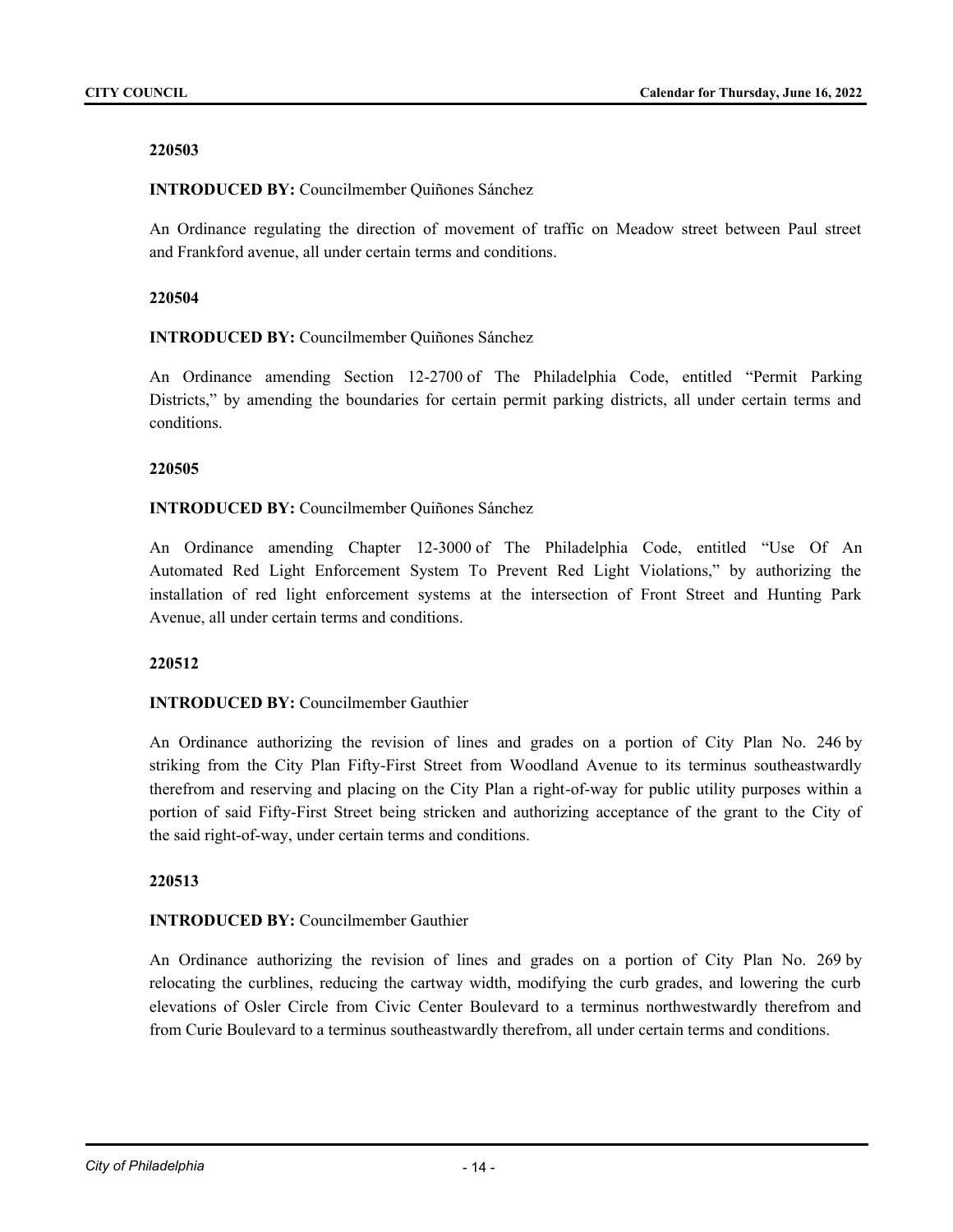**220503**

**INTRODUCED BY:** Councilmember Quiñones Sánchez

An Ordinance regulating the direction of movement of traffic on Meadow street between Paul street and Frankford avenue, all under certain terms and conditions.

**220504**

**INTRODUCED BY:** Councilmember Quiñones Sánchez

An Ordinance amending Section 12-2700 of The Philadelphia Code, entitled "Permit Parking Districts," by amending the boundaries for certain permit parking districts, all under certain terms and conditions.

**220505**

**INTRODUCED BY:** Councilmember Quiñones Sánchez

An Ordinance amending Chapter 12-3000 of The Philadelphia Code, entitled "Use Of An Automated Red Light Enforcement System To Prevent Red Light Violations," by authorizing the installation of red light enforcement systems at the intersection of Front Street and Hunting Park Avenue, all under certain terms and conditions.

**220512**

**INTRODUCED BY:** Councilmember Gauthier

An Ordinance authorizing the revision of lines and grades on a portion of City Plan No. 246 by striking from the City Plan Fifty-First Street from Woodland Avenue to its terminus southeastwardly therefrom and reserving and placing on the City Plan a right-of-way for public utility purposes within a portion of said Fifty-First Street being stricken and authorizing acceptance of the grant to the City of the said right-of-way, under certain terms and conditions.

**220513**

**INTRODUCED BY:** Councilmember Gauthier

An Ordinance authorizing the revision of lines and grades on a portion of City Plan No. 269 by relocating the curblines, reducing the cartway width, modifying the curb grades, and lowering the curb elevations of Osler Circle from Civic Center Boulevard to a terminus northwestwardly therefrom and from Curie Boulevard to a terminus southeastwardly therefrom, all under certain terms and conditions.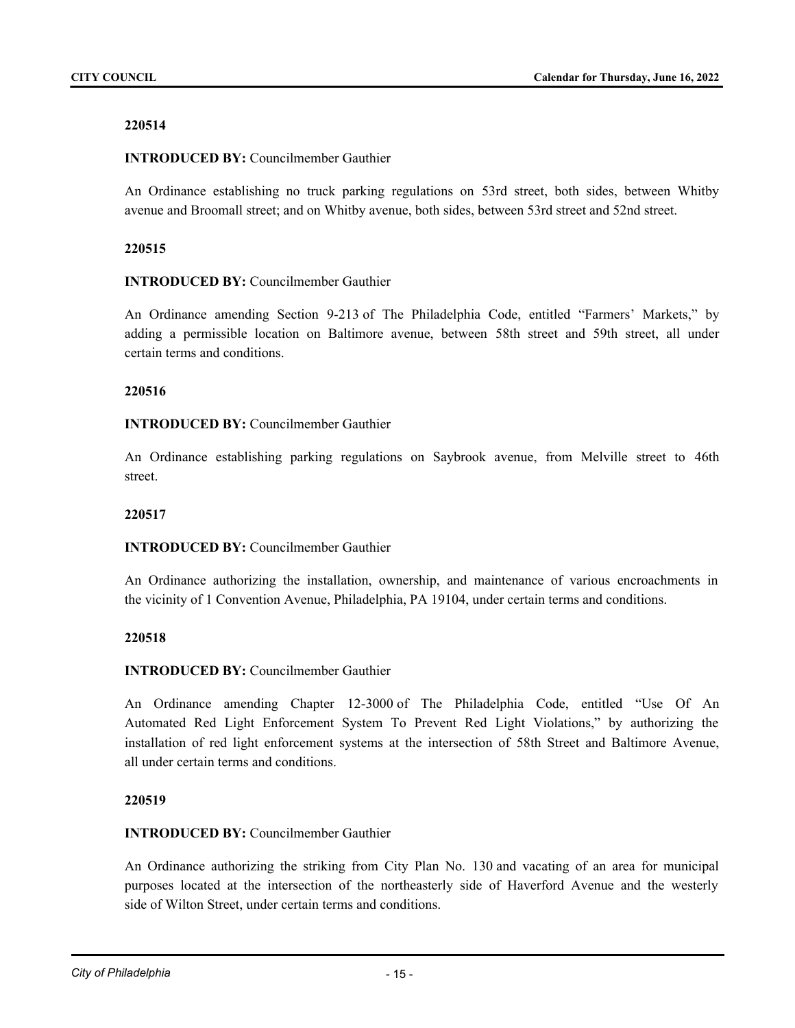**220514**

**INTRODUCED BY:** Councilmember Gauthier

An Ordinance establishing no truck parking regulations on 53rd street, both sides, between Whitby avenue and Broomall street; and on Whitby avenue, both sides, between 53rd street and 52nd street.

**220515**

**INTRODUCED BY:** Councilmember Gauthier

An Ordinance amending Section 9-213 of The Philadelphia Code, entitled "Farmers' Markets," by adding a permissible location on Baltimore avenue, between 58th street and 59th street, all under certain terms and conditions.

**220516**

**INTRODUCED BY:** Councilmember Gauthier

An Ordinance establishing parking regulations on Saybrook avenue, from Melville street to 46th street.

**220517**

**INTRODUCED BY:** Councilmember Gauthier

An Ordinance authorizing the installation, ownership, and maintenance of various encroachments in the vicinity of 1 Convention Avenue, Philadelphia, PA 19104, under certain terms and conditions.

**220518**

**INTRODUCED BY:** Councilmember Gauthier

An Ordinance amending Chapter 12-3000 of The Philadelphia Code, entitled "Use Of An Automated Red Light Enforcement System To Prevent Red Light Violations," by authorizing the installation of red light enforcement systems at the intersection of 58th Street and Baltimore Avenue, all under certain terms and conditions.

**220519**

**INTRODUCED BY:** Councilmember Gauthier

An Ordinance authorizing the striking from City Plan No. 130 and vacating of an area for municipal purposes located at the intersection of the northeasterly side of Haverford Avenue and the westerly side of Wilton Street, under certain terms and conditions.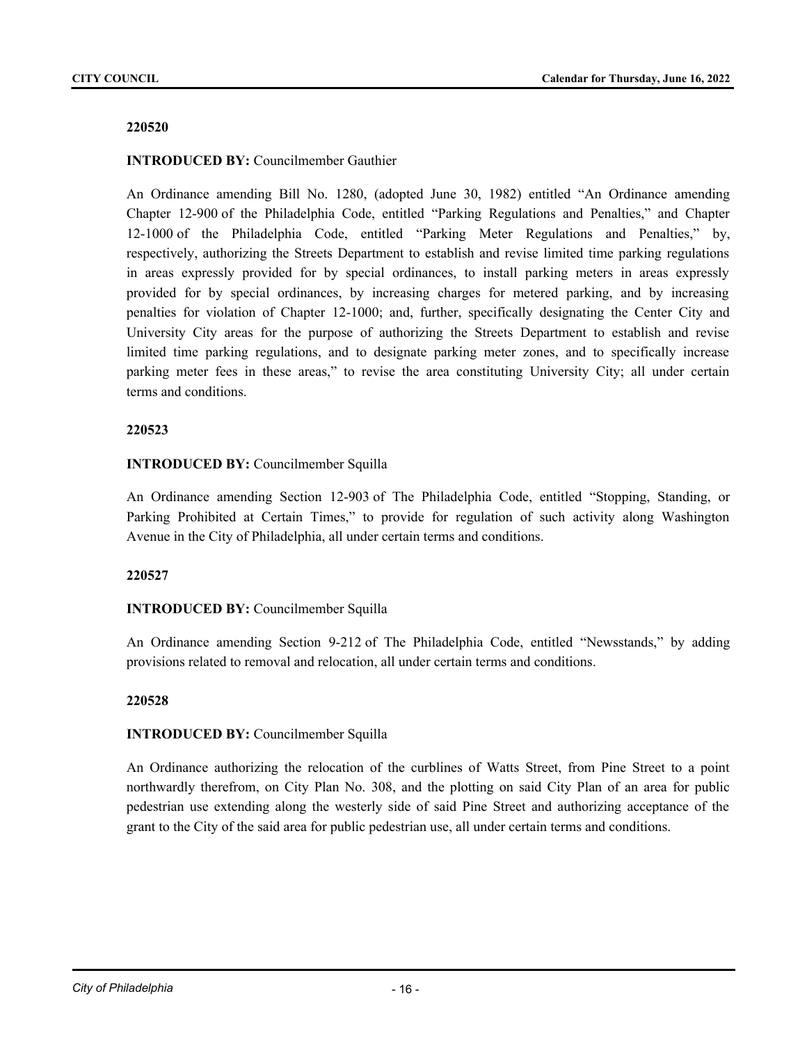**220520**

**INTRODUCED BY:** Councilmember Gauthier

An Ordinance amending Bill No. 1280, (adopted June 30, 1982) entitled "An Ordinance amending Chapter 12-900 of the Philadelphia Code, entitled "Parking Regulations and Penalties," and Chapter 12-1000 of the Philadelphia Code, entitled "Parking Meter Regulations and Penalties," by, respectively, authorizing the Streets Department to establish and revise limited time parking regulations in areas expressly provided for by special ordinances, to install parking meters in areas expressly provided for by special ordinances, by increasing charges for metered parking, and by increasing penalties for violation of Chapter 12-1000; and, further, specifically designating the Center City and University City areas for the purpose of authorizing the Streets Department to establish and revise limited time parking regulations, and to designate parking meter zones, and to specifically increase parking meter fees in these areas," to revise the area constituting University City; all under certain terms and conditions.

**220523**

**INTRODUCED BY:** Councilmember Squilla

An Ordinance amending Section 12-903 of The Philadelphia Code, entitled "Stopping, Standing, or Parking Prohibited at Certain Times," to provide for regulation of such activity along Washington Avenue in the City of Philadelphia, all under certain terms and conditions.

**220527**

**INTRODUCED BY:** Councilmember Squilla

An Ordinance amending Section 9-212 of The Philadelphia Code, entitled "Newsstands," by adding provisions related to removal and relocation, all under certain terms and conditions.

**220528**

**INTRODUCED BY:** Councilmember Squilla

An Ordinance authorizing the relocation of the curblines of Watts Street, from Pine Street to a point northwardly therefrom, on City Plan No. 308, and the plotting on said City Plan of an area for public pedestrian use extending along the westerly side of said Pine Street and authorizing acceptance of the grant to the City of the said area for public pedestrian use, all under certain terms and conditions.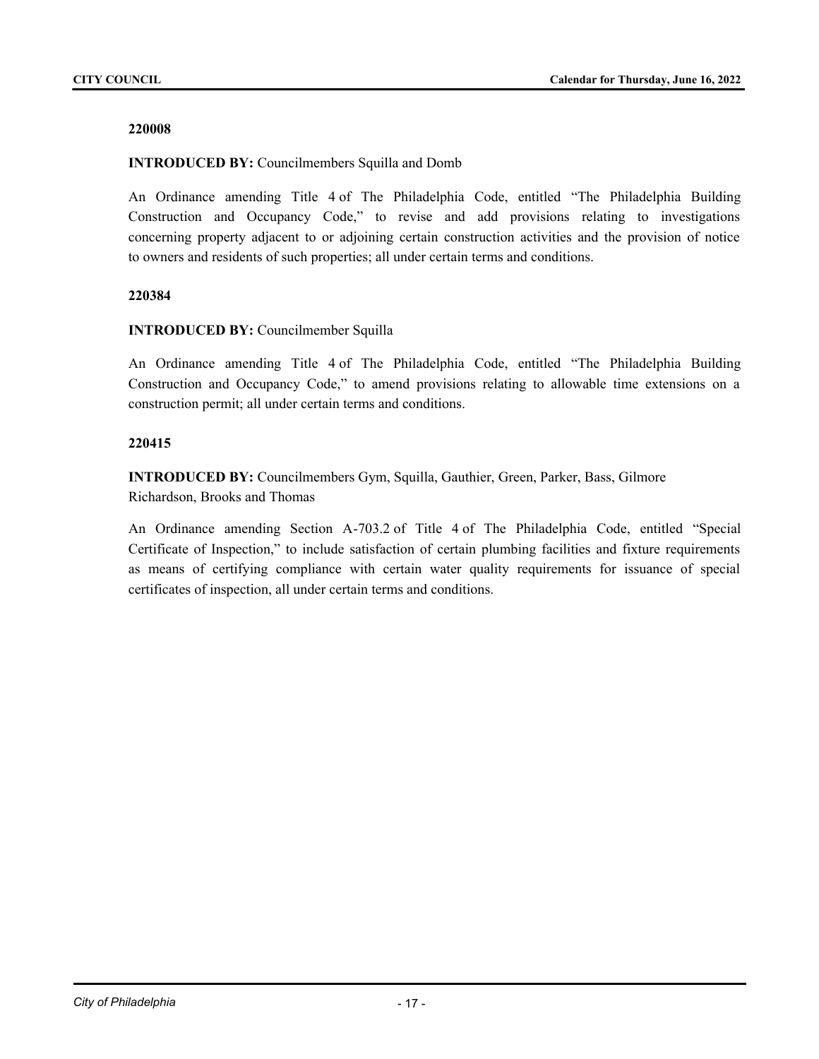**220008**

**INTRODUCED BY:** Councilmembers Squilla and Domb

An Ordinance amending Title 4 of The Philadelphia Code, entitled "The Philadelphia Building Construction and Occupancy Code," to revise and add provisions relating to investigations concerning property adjacent to or adjoining certain construction activities and the provision of notice to owners and residents of such properties; all under certain terms and conditions.

**220384**

**INTRODUCED BY:** Councilmember Squilla

An Ordinance amending Title 4 of The Philadelphia Code, entitled "The Philadelphia Building Construction and Occupancy Code," to amend provisions relating to allowable time extensions on a construction permit; all under certain terms and conditions.

**220415**

**INTRODUCED BY:** Councilmembers Gym, Squilla, Gauthier, Green, Parker, Bass, Gilmore Richardson, Brooks and Thomas

An Ordinance amending Section A-703.2 of Title 4 of The Philadelphia Code, entitled "Special Certificate of Inspection," to include satisfaction of certain plumbing facilities and fixture requirements as means of certifying compliance with certain water quality requirements for issuance of special certificates of inspection, all under certain terms and conditions.